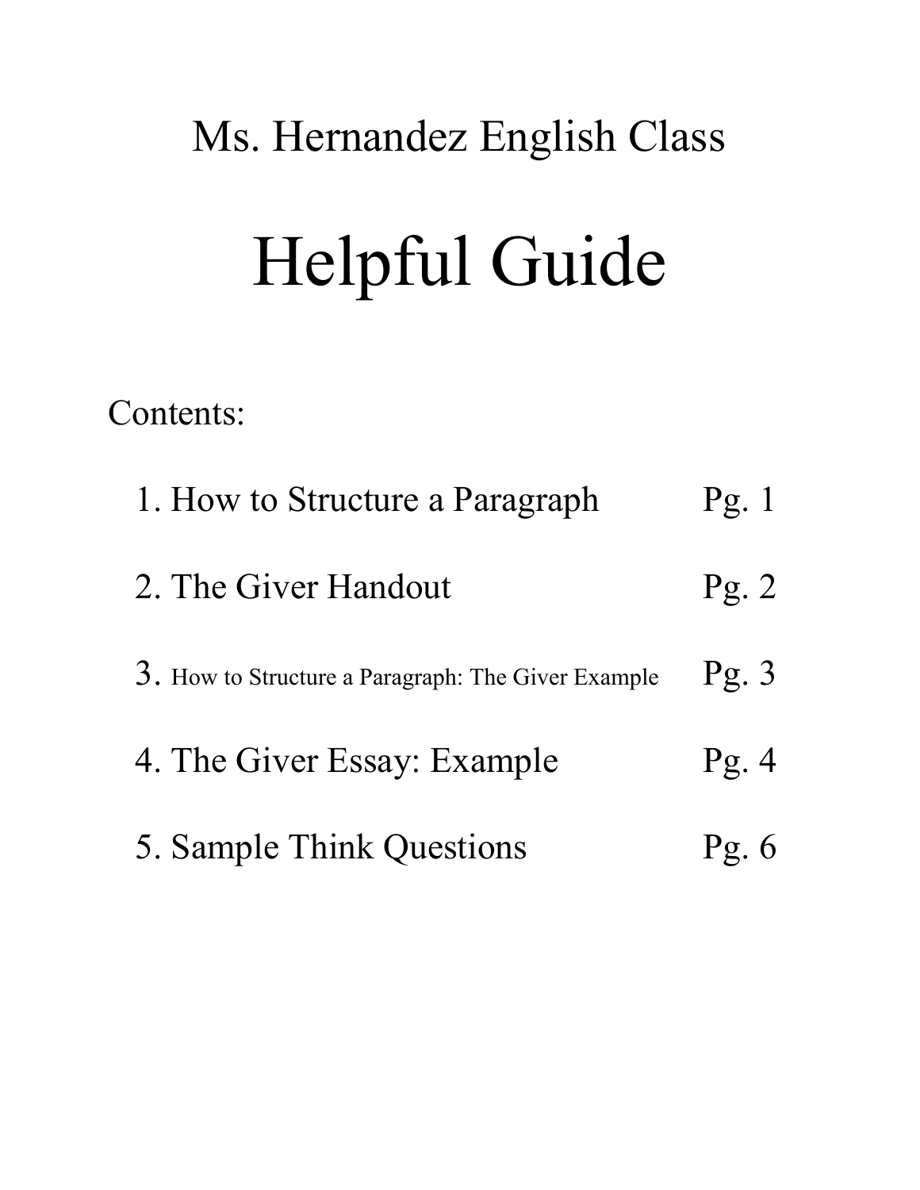Ms. Hernandez English Class

# Helpful Guide

Contents:

1. How to Structure a Paragraph Pg. 1
2. The Giver Handout Pg. 2
3. How to Structure a Paragraph: The Giver Example Pg. 3
4. The Giver Essay: Example Pg. 4
5. Sample Think Questions Pg. 6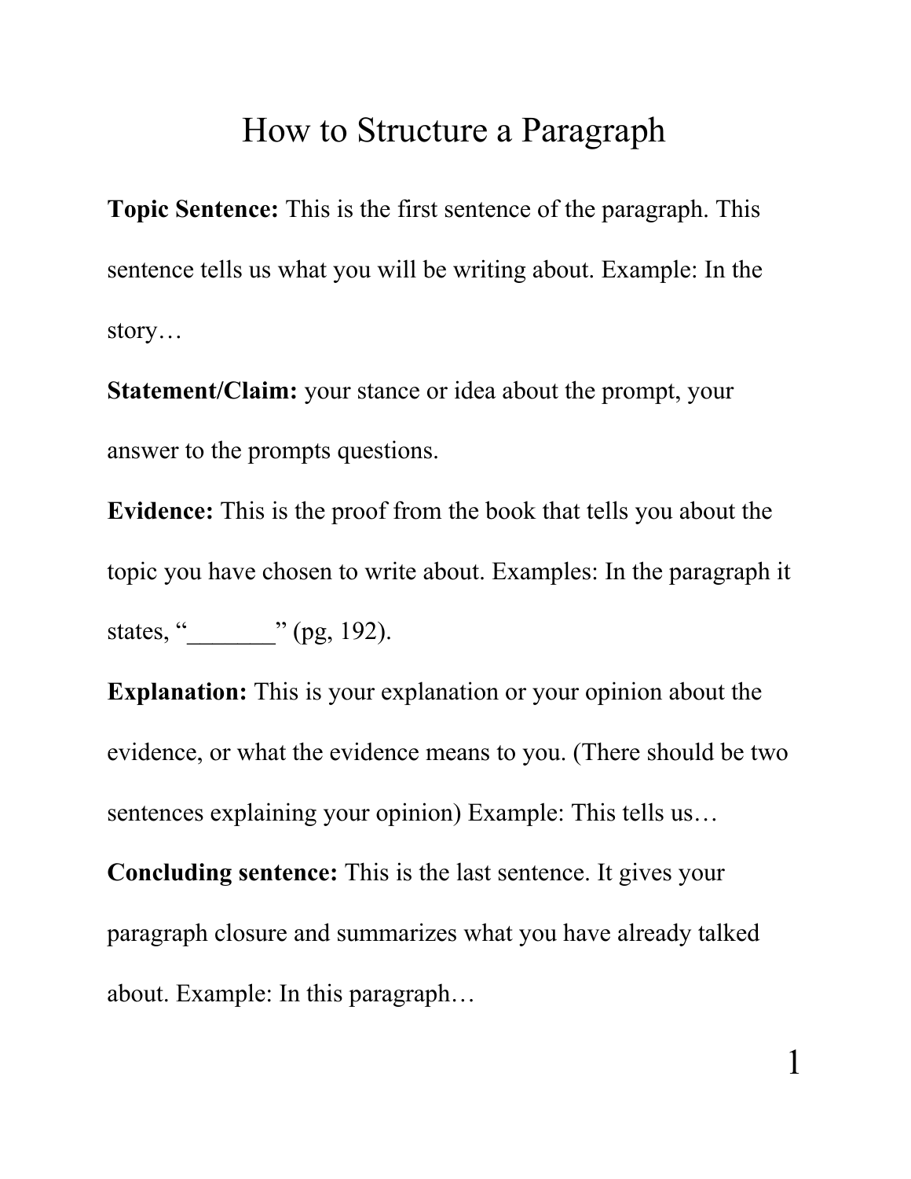# How to Structure a Paragraph

**Topic Sentence:** This is the first sentence of the paragraph. This sentence tells us what you will be writing about. Example: In the story…

**Statement/Claim:** your stance or idea about the prompt, your answer to the prompts questions.

**Evidence:** This is the proof from the book that tells you about the topic you have chosen to write about. Examples: In the paragraph it states, "_______" (pg, 192).

**Explanation:** This is your explanation or your opinion about the evidence, or what the evidence means to you. (There should be two sentences explaining your opinion) Example: This tells us…

**Concluding sentence:** This is the last sentence. It gives your paragraph closure and summarizes what you have already talked about. Example: In this paragraph…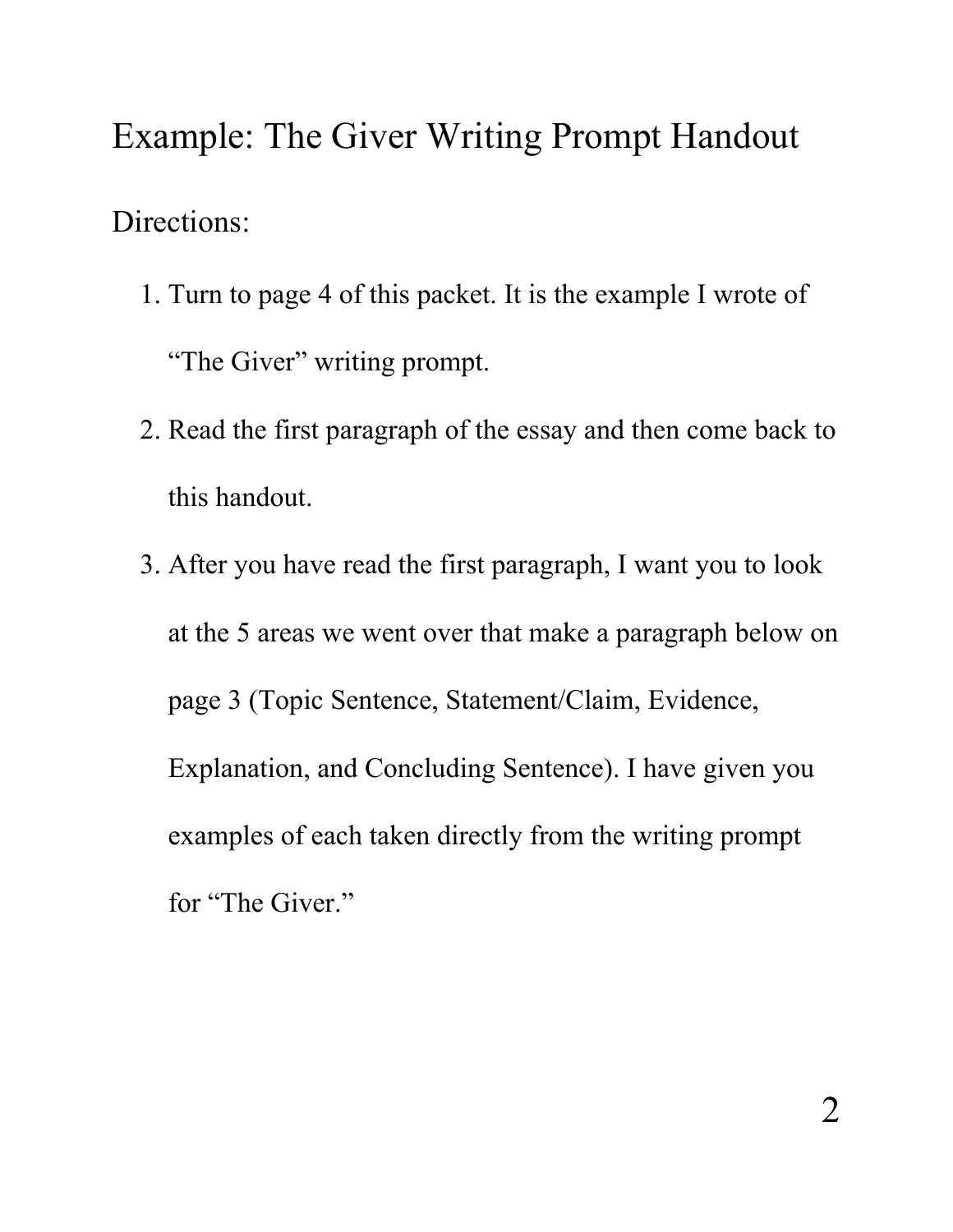# Example: The Giver Writing Prompt Handout

Directions:

1. Turn to page 4 of this packet. It is the example I wrote of "The Giver" writing prompt.
2. Read the first paragraph of the essay and then come back to this handout.
3. After you have read the first paragraph, I want you to look at the 5 areas we went over that make a paragraph below on page 3 (Topic Sentence, Statement/Claim, Evidence, Explanation, and Concluding Sentence). I have given you examples of each taken directly from the writing prompt for "The Giver."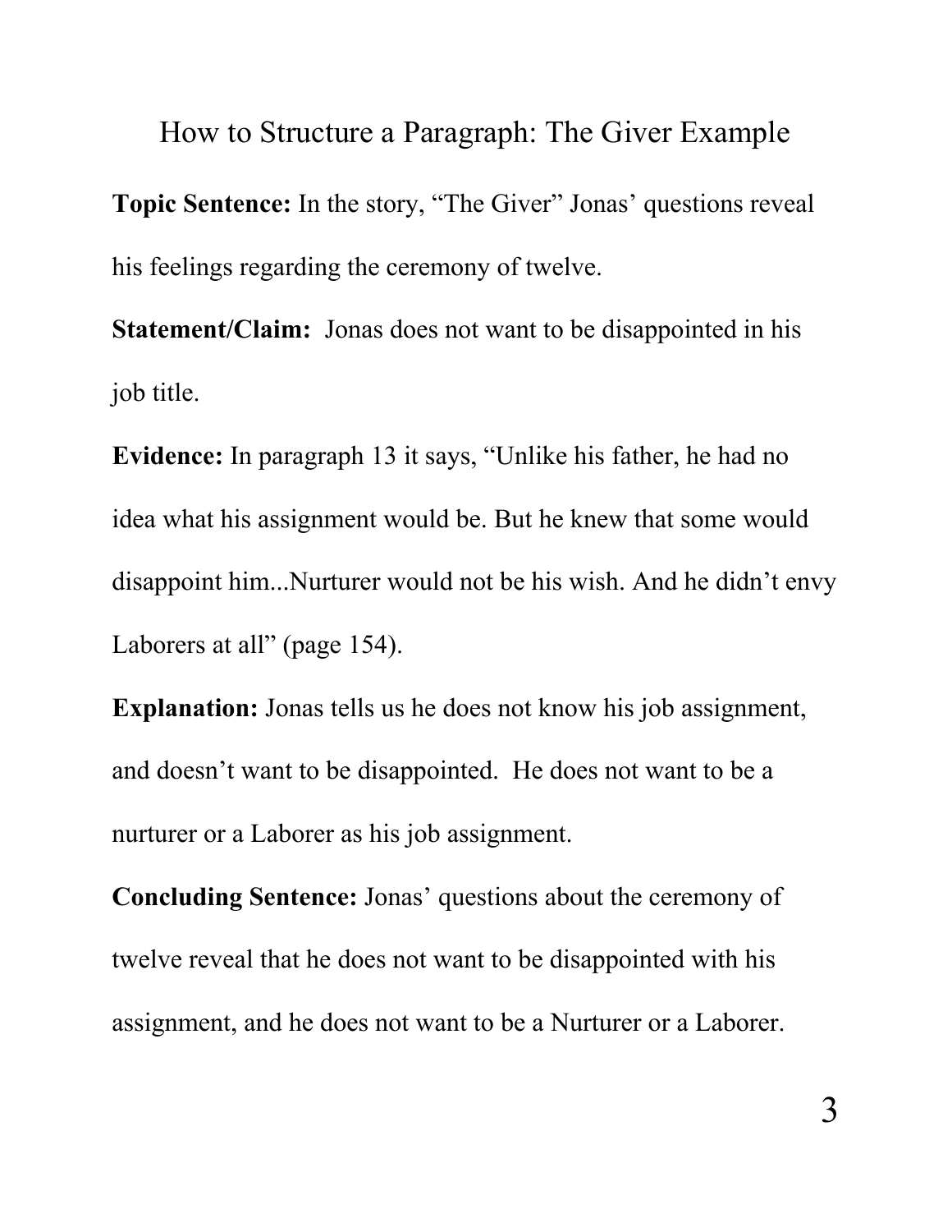# How to Structure a Paragraph: The Giver Example

**Topic Sentence:** In the story, “The Giver” Jonas’ questions reveal his feelings regarding the ceremony of twelve.

**Statement/Claim:** Jonas does not want to be disappointed in his job title.

**Evidence:** In paragraph 13 it says, “Unlike his father, he had no idea what his assignment would be. But he knew that some would disappoint him...Nurturer would not be his wish. And he didn’t envy Laborers at all” (page 154).

**Explanation:** Jonas tells us he does not know his job assignment, and doesn’t want to be disappointed. He does not want to be a nurturer or a Laborer as his job assignment.

**Concluding Sentence:** Jonas’ questions about the ceremony of twelve reveal that he does not want to be disappointed with his assignment, and he does not want to be a Nurturer or a Laborer.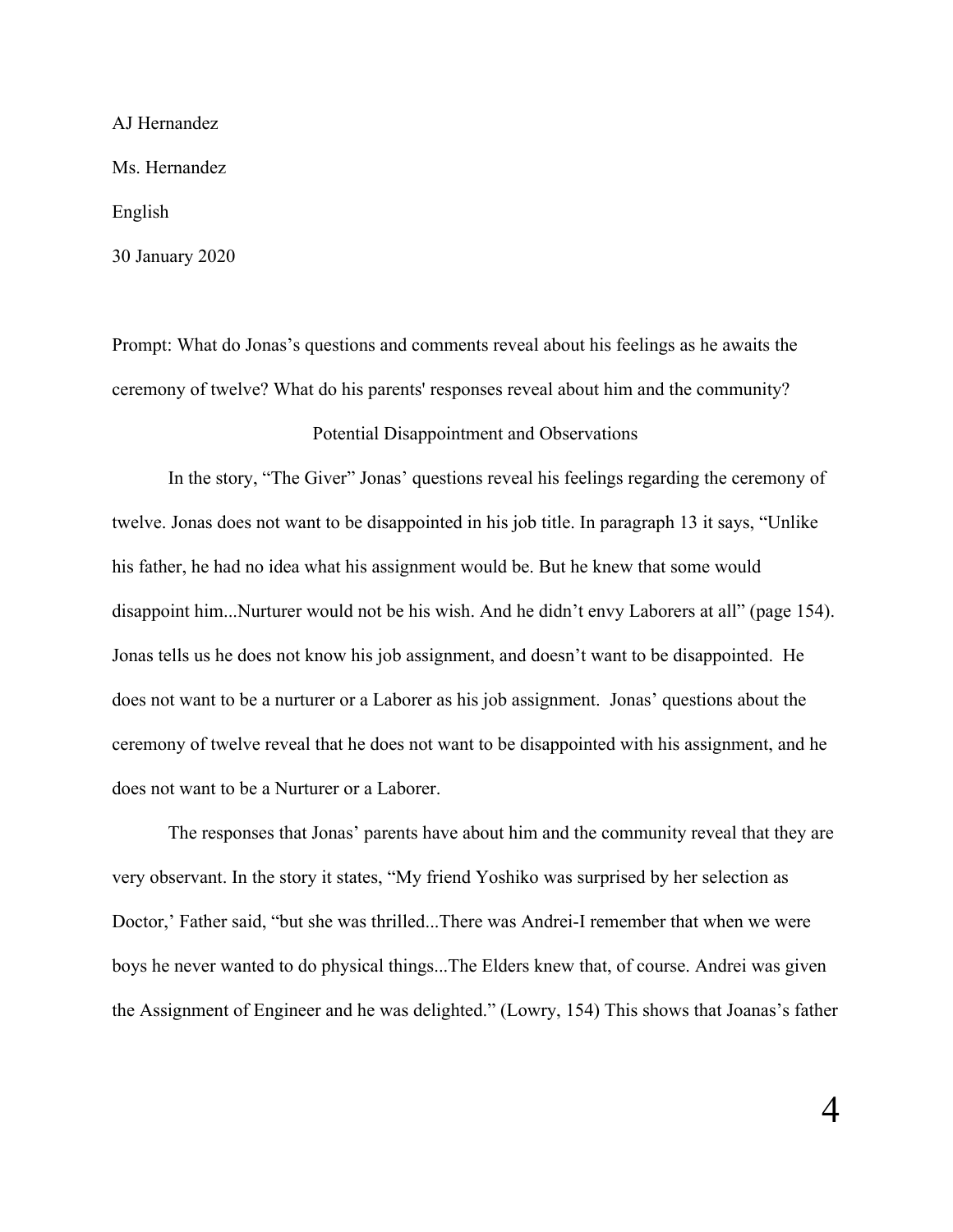AJ Hernandez

Ms. Hernandez

English

30 January 2020

Prompt: What do Jonas's questions and comments reveal about his feelings as he awaits the ceremony of twelve? What do his parents' responses reveal about him and the community?

## Potential Disappointment and Observations

In the story, "The Giver" Jonas' questions reveal his feelings regarding the ceremony of twelve. Jonas does not want to be disappointed in his job title. In paragraph 13 it says, "Unlike his father, he had no idea what his assignment would be. But he knew that some would disappoint him...Nurturer would not be his wish. And he didn't envy Laborers at all" (page 154). Jonas tells us he does not know his job assignment, and doesn't want to be disappointed. He does not want to be a nurturer or a Laborer as his job assignment. Jonas' questions about the ceremony of twelve reveal that he does not want to be disappointed with his assignment, and he does not want to be a Nurturer or a Laborer.

The responses that Jonas' parents have about him and the community reveal that they are very observant. In the story it states, "My friend Yoshiko was surprised by her selection as Doctor,' Father said, "but she was thrilled...There was Andrei-I remember that when we were boys he never wanted to do physical things...The Elders knew that, of course. Andrei was given the Assignment of Engineer and he was delighted." (Lowry, 154) This shows that Joanas's father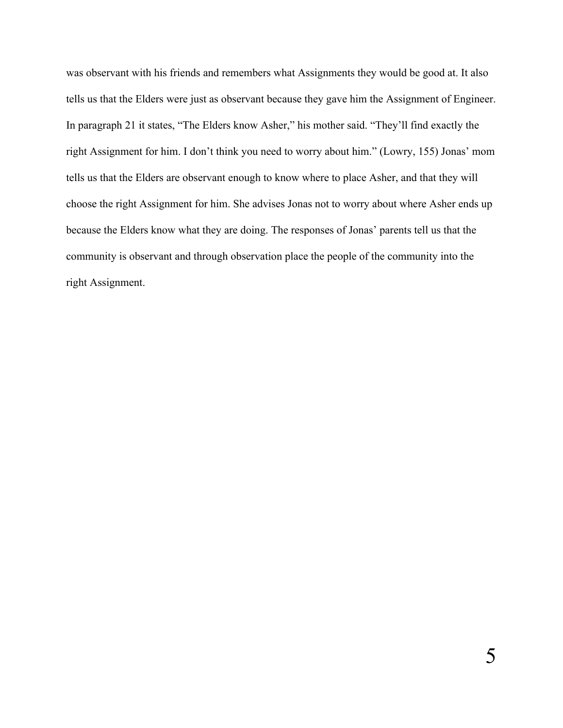was observant with his friends and remembers what Assignments they would be good at. It also tells us that the Elders were just as observant because they gave him the Assignment of Engineer. In paragraph 21 it states, "The Elders know Asher," his mother said. "They'll find exactly the right Assignment for him. I don't think you need to worry about him." (Lowry, 155) Jonas' mom tells us that the Elders are observant enough to know where to place Asher, and that they will choose the right Assignment for him. She advises Jonas not to worry about where Asher ends up because the Elders know what they are doing. The responses of Jonas' parents tell us that the community is observant and through observation place the people of the community into the right Assignment.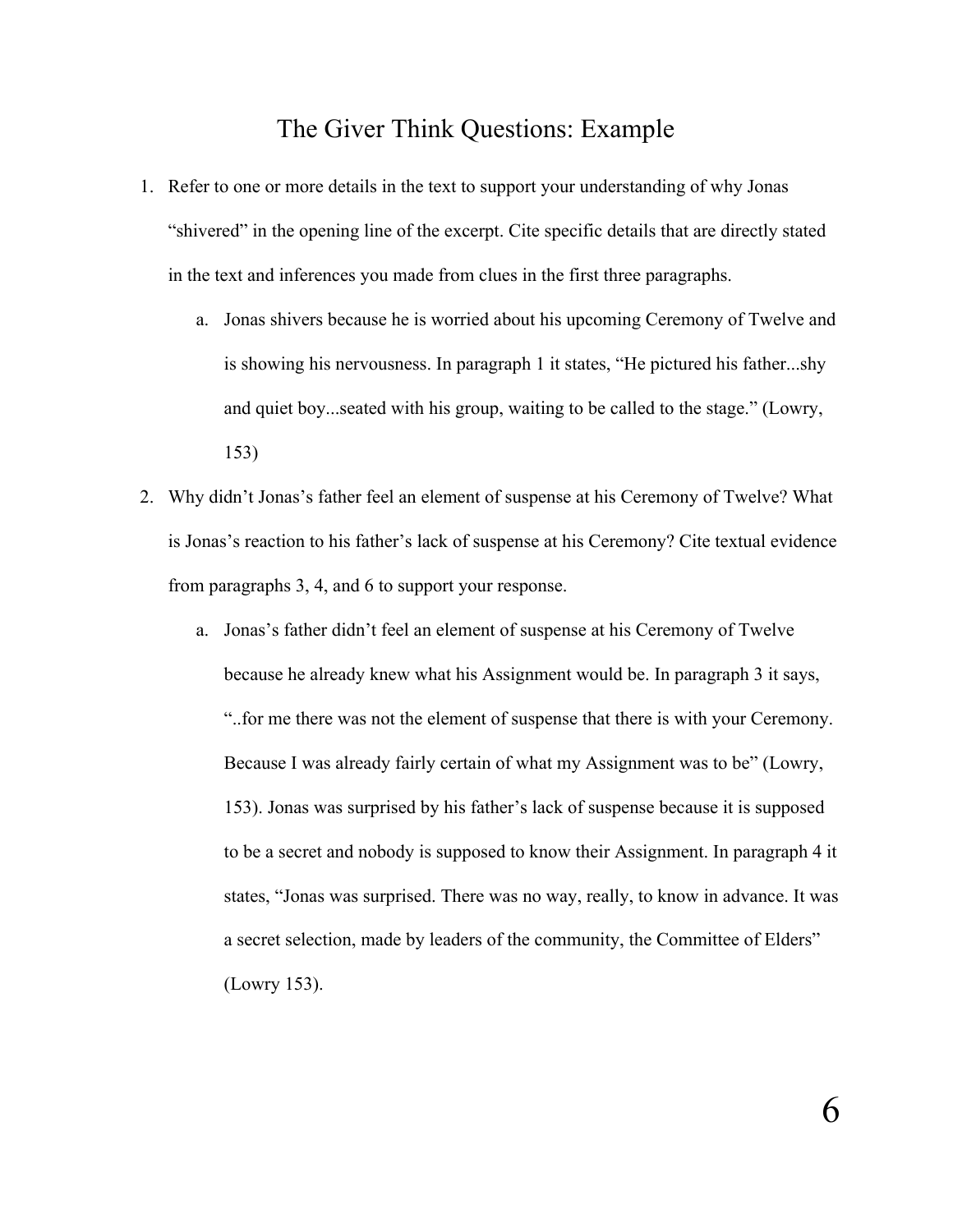# The Giver Think Questions: Example

1. Refer to one or more details in the text to support your understanding of why Jonas "shivered" in the opening line of the excerpt. Cite specific details that are directly stated in the text and inferences you made from clues in the first three paragraphs.
    a. Jonas shivers because he is worried about his upcoming Ceremony of Twelve and is showing his nervousness. In paragraph 1 it states, "He pictured his father...shy and quiet boy...seated with his group, waiting to be called to the stage." (Lowry, 153)

2. Why didn't Jonas's father feel an element of suspense at his Ceremony of Twelve? What is Jonas's reaction to his father's lack of suspense at his Ceremony? Cite textual evidence from paragraphs 3, 4, and 6 to support your response.
    a. Jonas's father didn't feel an element of suspense at his Ceremony of Twelve because he already knew what his Assignment would be. In paragraph 3 it says, "..for me there was not the element of suspense that there is with your Ceremony. Because I was already fairly certain of what my Assignment was to be" (Lowry, 153). Jonas was surprised by his father's lack of suspense because it is supposed to be a secret and nobody is supposed to know their Assignment. In paragraph 4 it states, "Jonas was surprised. There was no way, really, to know in advance. It was a secret selection, made by leaders of the community, the Committee of Elders" (Lowry 153).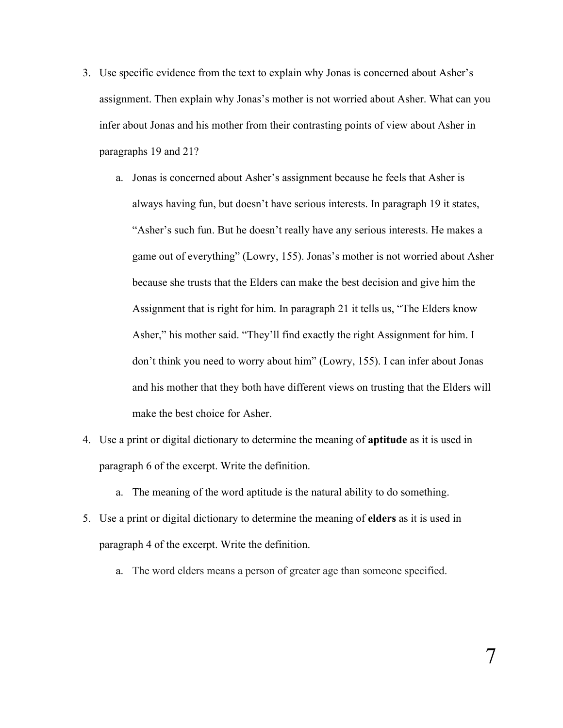3. Use specific evidence from the text to explain why Jonas is concerned about Asher's assignment. Then explain why Jonas's mother is not worried about Asher. What can you infer about Jonas and his mother from their contrasting points of view about Asher in paragraphs 19 and 21?
    a. Jonas is concerned about Asher's assignment because he feels that Asher is always having fun, but doesn't have serious interests. In paragraph 19 it states, "Asher's such fun. But he doesn't really have any serious interests. He makes a game out of everything" (Lowry, 155). Jonas's mother is not worried about Asher because she trusts that the Elders can make the best decision and give him the Assignment that is right for him. In paragraph 21 it tells us, "The Elders know Asher," his mother said. "They'll find exactly the right Assignment for him. I don't think you need to worry about him" (Lowry, 155). I can infer about Jonas and his mother that they both have different views on trusting that the Elders will make the best choice for Asher.
4. Use a print or digital dictionary to determine the meaning of **aptitude** as it is used in paragraph 6 of the excerpt. Write the definition.
    a. The meaning of the word aptitude is the natural ability to do something.
5. Use a print or digital dictionary to determine the meaning of **elders** as it is used in paragraph 4 of the excerpt. Write the definition.
    a. The word elders means a person of greater age than someone specified.